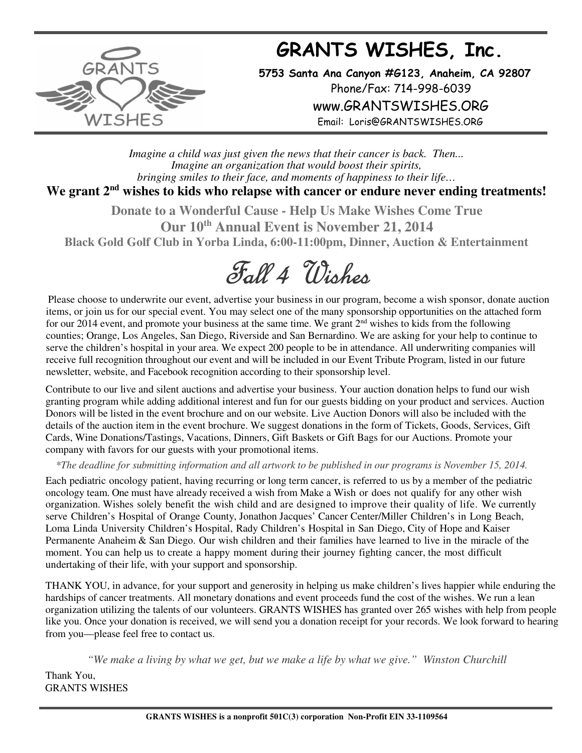# GRANTS WISHES, Inc.

**5753 Santa Ana Canyon #G123, Anaheim, CA 92807**
Phone/Fax: 714-998-6039
www.GRANTSWISHES.ORG
Email: Loris@GRANTSWISHES.ORG

*Imagine a child was just given the news that their cancer is back. Then...*
*Imagine an organization that would boost their spirits,*
*bringing smiles to their face, and moments of happiness to their life…*

**We grant 2nd wishes to kids who relapse with cancer or endure never ending treatments!**

**Donate to a Wonderful Cause - Help Us Make Wishes Come True**
**Our 10th Annual Event is November 21, 2014**
**Black Gold Golf Club in Yorba Linda, 6:00-11:00pm, Dinner, Auction & Entertainment**

## Fall 4 Wishes

Please choose to underwrite our event, advertise your business in our program, become a wish sponsor, donate auction items, or join us for our special event. You may select one of the many sponsorship opportunities on the attached form for our 2014 event, and promote your business at the same time. We grant 2nd wishes to kids from the following counties; Orange, Los Angeles, San Diego, Riverside and San Bernardino. We are asking for your help to continue to serve the children's hospital in your area. We expect 200 people to be in attendance. All underwriting companies will receive full recognition throughout our event and will be included in our Event Tribute Program, listed in our future newsletter, website, and Facebook recognition according to their sponsorship level.

Contribute to our live and silent auctions and advertise your business. Your auction donation helps to fund our wish granting program while adding additional interest and fun for our guests bidding on your product and services. Auction Donors will be listed in the event brochure and on our website. Live Auction Donors will also be included with the details of the auction item in the event brochure. We suggest donations in the form of Tickets, Goods, Services, Gift Cards, Wine Donations/Tastings, Vacations, Dinners, Gift Baskets or Gift Bags for our Auctions. Promote your company with favors for our guests with your promotional items.

*\*The deadline for submitting information and all artwork to be published in our programs is November 15, 2014.*

Each pediatric oncology patient, having recurring or long term cancer, is referred to us by a member of the pediatric oncology team. One must have already received a wish from Make a Wish or does not qualify for any other wish organization. Wishes solely benefit the wish child and are designed to improve their quality of life. We currently serve Children's Hospital of Orange County, Jonathon Jacques' Cancer Center/Miller Children's in Long Beach, Loma Linda University Children's Hospital, Rady Children's Hospital in San Diego, City of Hope and Kaiser Permanente Anaheim & San Diego. Our wish children and their families have learned to live in the miracle of the moment. You can help us to create a happy moment during their journey fighting cancer, the most difficult undertaking of their life, with your support and sponsorship.

THANK YOU, in advance, for your support and generosity in helping us make children's lives happier while enduring the hardships of cancer treatments. All monetary donations and event proceeds fund the cost of the wishes. We run a lean organization utilizing the talents of our volunteers. GRANTS WISHES has granted over 265 wishes with help from people like you. Once your donation is received, we will send you a donation receipt for your records. We look forward to hearing from you—please feel free to contact us.

*"We make a living by what we get, but we make a life by what we give." Winston Churchill*

Thank You,
GRANTS WISHES

**GRANTS WISHES is a nonprofit 501C(3) corporation Non-Profit EIN 33-1109564**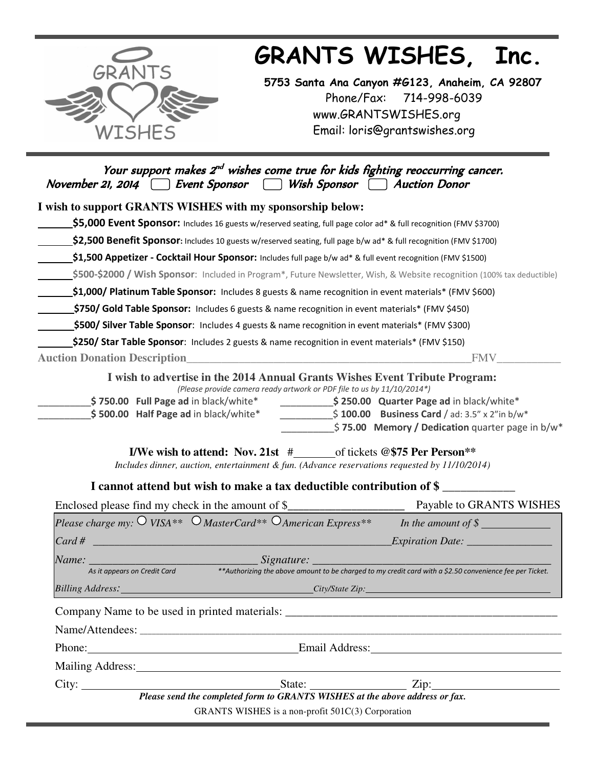# GRANTS WISHES, Inc.

**5753 Santa Ana Canyon #G123, Anaheim, CA 92807**
Phone/Fax: 714-998-6039
www.GRANTSWISHES.org
Email: loris@grantswishes.org

*Your support makes 2nd wishes come true for kids fighting reoccurring cancer.*
*November 21, 2014* ☐ *Event Sponsor* ☐ *Wish Sponsor* ☐ *Auction Donor*

**I wish to support GRANTS WISHES with my sponsorship below:**

______**$5,000 Event Sponsor:** Includes 16 guests w/reserved seating, full page color ad* & full recognition (FMV $3700)

______**$2,500 Benefit Sponsor:** Includes 10 guests w/reserved seating, full page b/w ad* & full recognition (FMV $1700)

______**$1,500 Appetizer - Cocktail Hour Sponsor:** Includes full page b/w ad* & full event recognition (FMV $1500)

______**$500-$2000 / Wish Sponsor**: Included in Program*, Future Newsletter, Wish, & Website recognition (100% tax deductible)

______**$1,000/ Platinum Table Sponsor:** Includes 8 guests & name recognition in event materials* (FMV $600)

______**$750/ Gold Table Sponsor:** Includes 6 guests & name recognition in event materials* (FMV $450)

______**$500/ Silver Table Sponsor**: Includes 4 guests & name recognition in event materials* (FMV $300)

______**$250/ Star Table Sponsor**: Includes 2 guests & name recognition in event materials* (FMV $150)

**Auction Donation Description**_______________________________________________FMV__________

**I wish to advertise in the 2014 Annual Grants Wishes Event Tribute Program:**
*(Please provide camera ready artwork or PDF file to us by 11/10/2014*)*

__________**$ 750.00 Full Page ad** in black/white*
__________**$ 500.00 Half Page ad** in black/white*
__________**$ 250.00 Quarter Page ad** in black/white*
__________$ **100.00 Business Card** / ad: 3.5" x 2"in b/w*
__________$ **75.00 Memory / Dedication** quarter page in b/w*

**I/We wish to attend: Nov. 21st** #_______of tickets **@$75 Per Person****
*Includes dinner, auction, entertainment & fun. (Advance reservations requested by 11/10/2014)*

**I cannot attend but wish to make a tax deductible contribution of $** ___________

Enclosed please find my check in the amount of $___________________ Payable to GRANTS WISHES

*Please charge my:* ○ *VISA*** ○ *MasterCard*** ○ *American Express*** *In the amount of $* ____________

*Card #* ______________________________________________________*Expiration Date:* _______________

*Name:* ____________________________ *Signature:* ________________________________________
As it appears on Credit Card — **Authorizing the above amount to be charged to my credit card with a $2.50 convenience fee per Ticket.

*Billing Address:* ____________________________________*City/State Zip:*________________________________

Company Name to be used in printed materials: _______________________________________________

Name/Attendees: ______________________________________________________________________

Phone:___________________________________Email Address:_________________________________

Mailing Address:________________________________________________________________________

City: ________________________________State: _______________ Zip:_______________________

***Please send the completed form to GRANTS WISHES at the above address or fax.***

GRANTS WISHES is a non-profit 501C(3) Corporation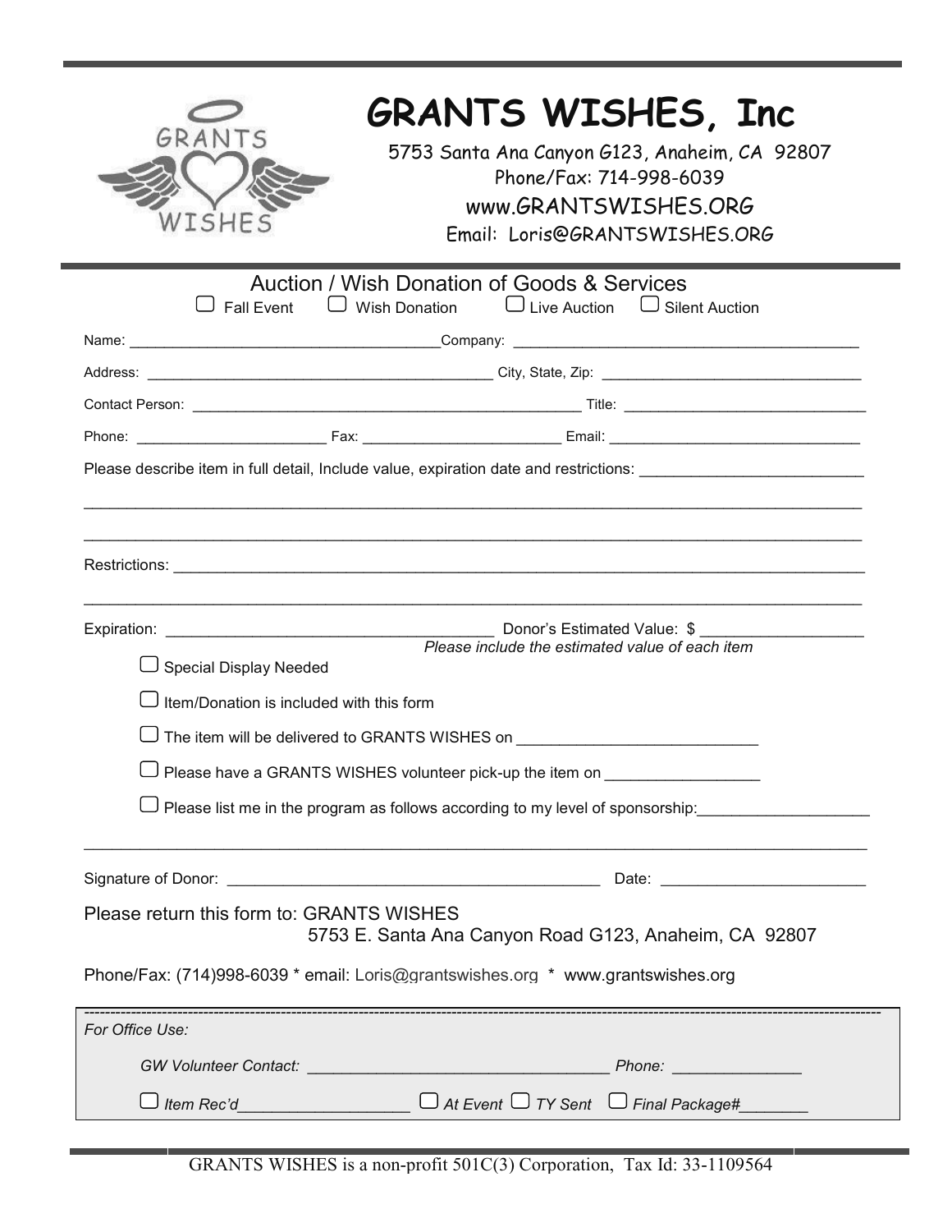# GRANTS WISHES, Inc

5753 Santa Ana Canyon G123, Anaheim, CA 92807
Phone/Fax: 714-998-6039
www.GRANTSWISHES.ORG
Email: Loris@GRANTSWISHES.ORG

## Auction / Wish Donation of Goods & Services

☐ Fall Event ☐ Wish Donation ☐ Live Auction ☐ Silent Auction

Name: ______________________________________ Company: ___________________________________________

Address: ___________________________________________ City, State, Zip: ________________________________

Contact Person: _______________________________________________ Title: ______________________________

Phone: _______________________ Fax: ________________________ Email: _______________________________

Please describe item in full detail, Include value, expiration date and restrictions: __________________________

_____________________________________________________________________________________________

_____________________________________________________________________________________________

Restrictions: __________________________________________________________________________________

_____________________________________________________________________________________________

Expiration: ______________________________________ Donor's Estimated Value: $ ___________________

*Please include the estimated value of each item*

☐ Special Display Needed

☐ Item/Donation is included with this form

☐ The item will be delivered to GRANTS WISHES on ____________________________

☐ Please have a GRANTS WISHES volunteer pick-up the item on __________________

☐ Please list me in the program as follows according to my level of sponsorship:___________________

_____________________________________________________________________________________________

Signature of Donor: ____________________________________________ Date: _______________________

Please return this form to: GRANTS WISHES
5753 E. Santa Ana Canyon Road G123, Anaheim, CA 92807

Phone/Fax: (714)998-6039 * email: Loris@grantswishes.org * www.grantswishes.org

---

*For Office Use:*

*GW Volunteer Contact:* __________________________________ *Phone:* ______________

☐ *Item Rec'd*__________________ ☐ *At Event* ☐ *TY Sent* ☐ *Final Package#*_______

GRANTS WISHES is a non-profit 501C(3) Corporation, Tax Id: 33-1109564